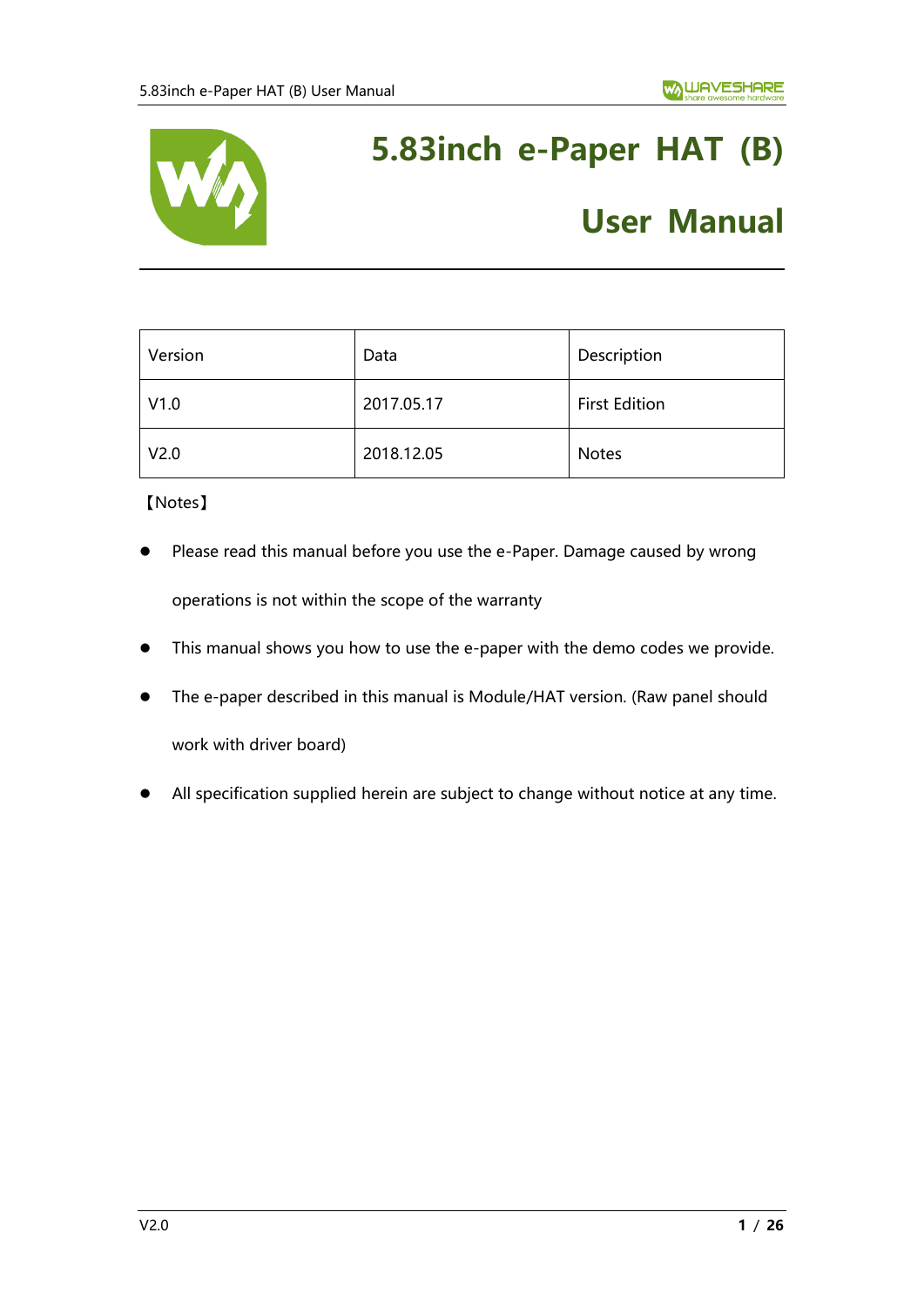# 5.83inch e-Paper HAT (B)

# User Manual

| Version | Data | Description |
|---|---|---|
| V1.0 | 2017.05.17 | First Edition |
| V2.0 | 2018.12.05 | Notes |

【Notes】

- Please read this manual before you use the e-Paper. Damage caused by wrong operations is not within the scope of the warranty
- This manual shows you how to use the e-paper with the demo codes we provide.
- The e-paper described in this manual is Module/HAT version. (Raw panel should work with driver board)
- All specification supplied herein are subject to change without notice at any time.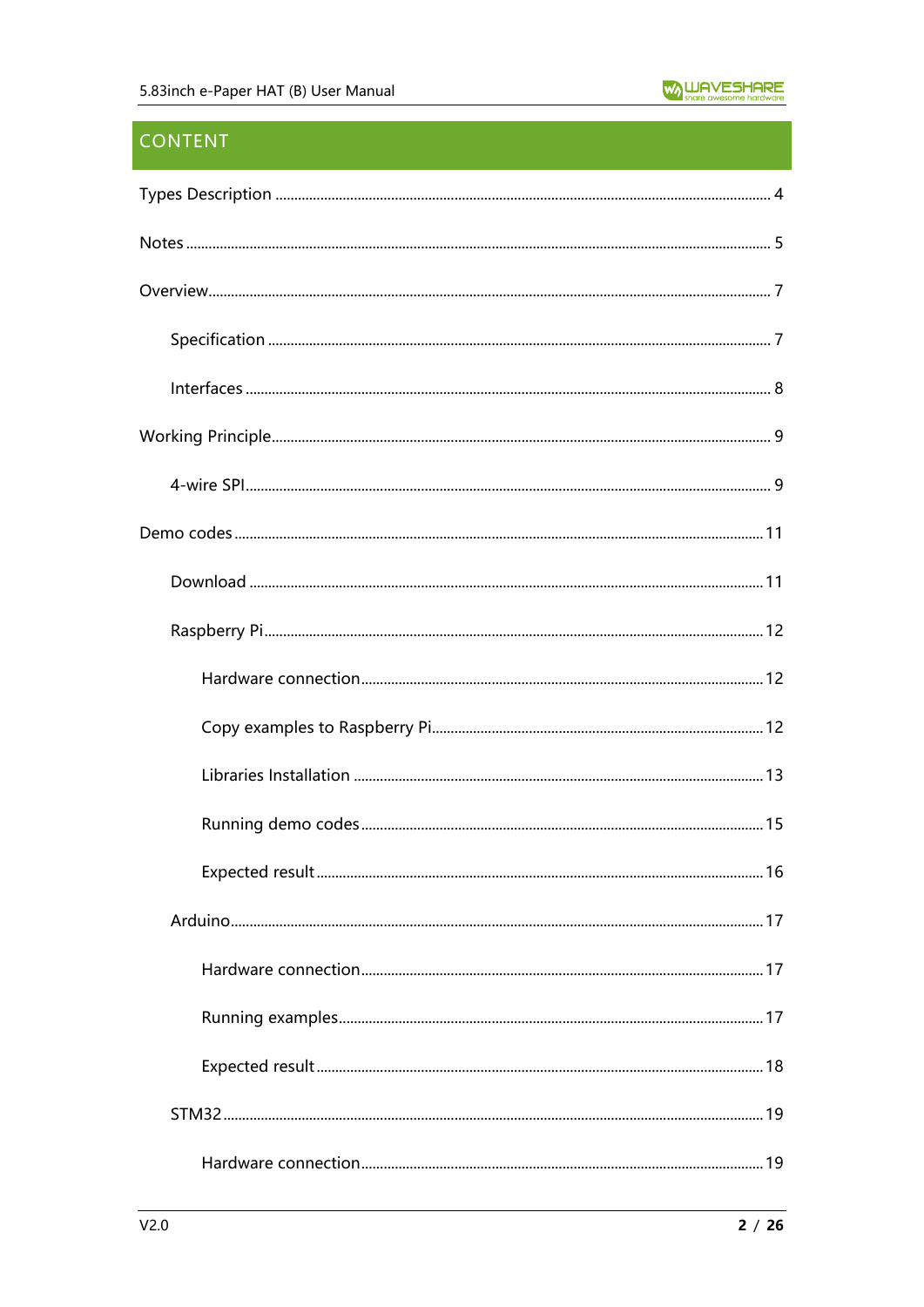## CONTENT

Types Description .......... 4

Notes .......... 5

Overview .......... 7

- Specification .......... 7
- Interfaces .......... 8

Working Principle .......... 9

- 4-wire SPI .......... 9

Demo codes .......... 11

- Download .......... 11
- Raspberry Pi .......... 12
  - Hardware connection .......... 12
  - Copy examples to Raspberry Pi .......... 12
  - Libraries Installation .......... 13
  - Running demo codes .......... 15
  - Expected result .......... 16
- Arduino .......... 17
  - Hardware connection .......... 17
  - Running examples .......... 17
  - Expected result .......... 18
- STM32 .......... 19
  - Hardware connection .......... 19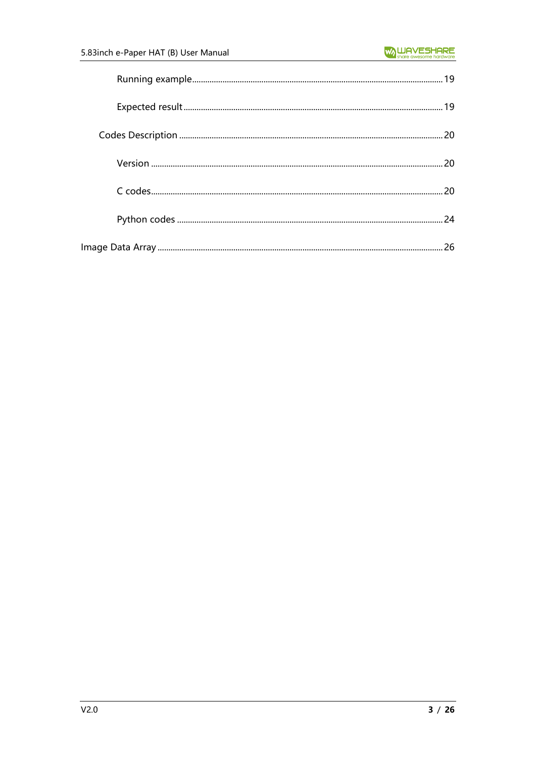- Running example ........ 19
- Expected result ........ 19
- Codes Description ........ 20
  - Version ........ 20
  - C codes ........ 20
  - Python codes ........ 24

Image Data Array ........ 26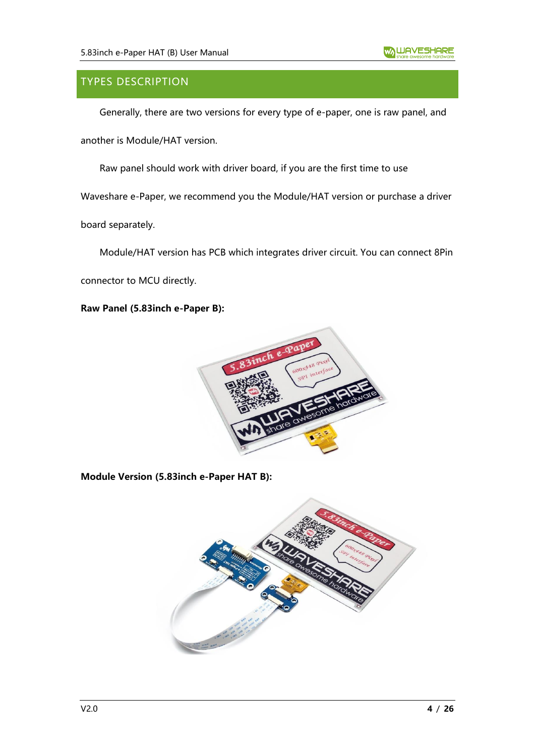## TYPES DESCRIPTION

Generally, there are two versions for every type of e-paper, one is raw panel, and another is Module/HAT version.

Raw panel should work with driver board, if you are the first time to use Waveshare e-Paper, we recommend you the Module/HAT version or purchase a driver board separately.

Module/HAT version has PCB which integrates driver circuit. You can connect 8Pin connector to MCU directly.

**Raw Panel (5.83inch e-Paper B):**

**Module Version (5.83inch e-Paper HAT B):**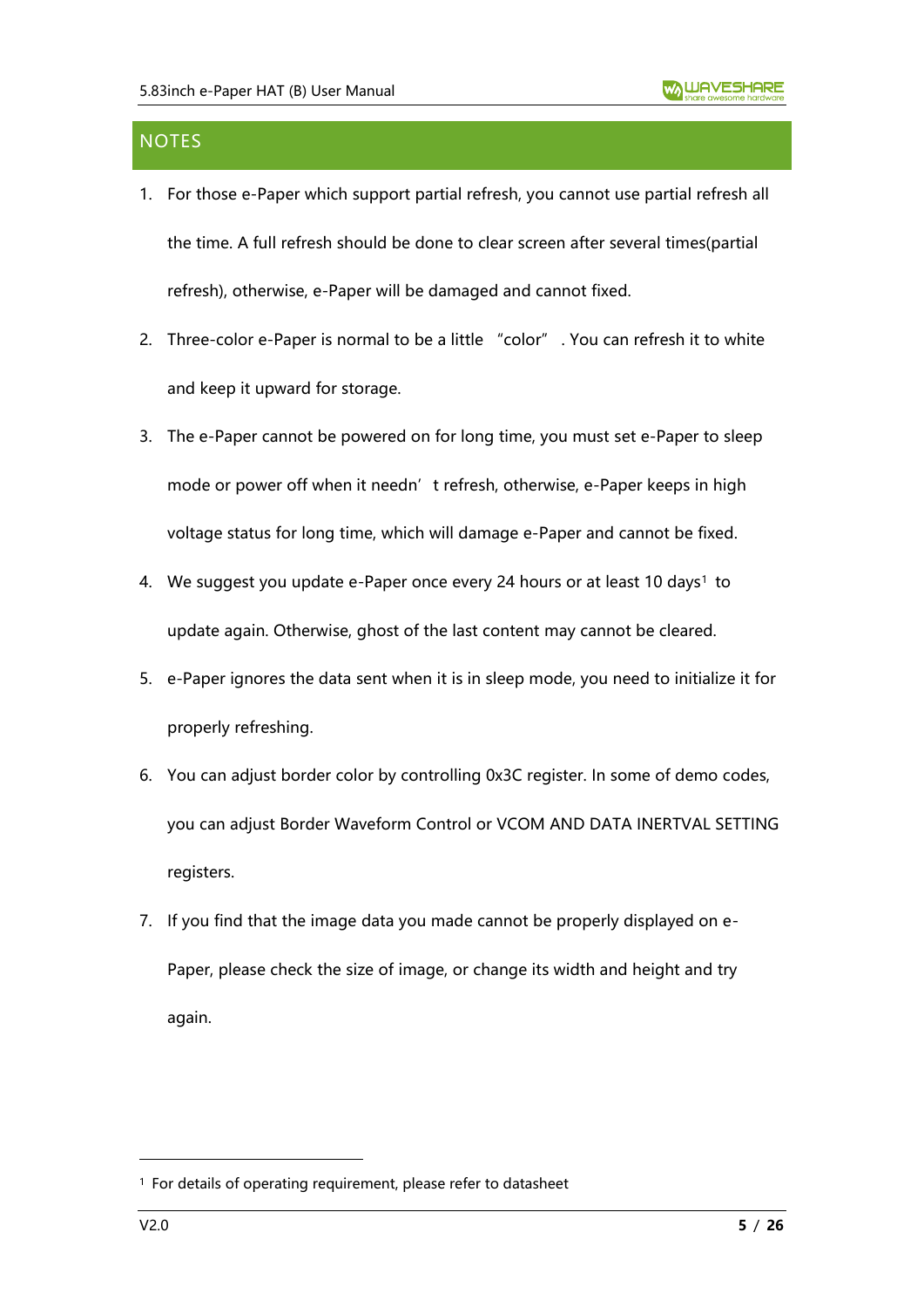## NOTES

1. For those e-Paper which support partial refresh, you cannot use partial refresh all the time. A full refresh should be done to clear screen after several times(partial refresh), otherwise, e-Paper will be damaged and cannot fixed.
2. Three-color e-Paper is normal to be a little "color". You can refresh it to white and keep it upward for storage.
3. The e-Paper cannot be powered on for long time, you must set e-Paper to sleep mode or power off when it needn't refresh, otherwise, e-Paper keeps in high voltage status for long time, which will damage e-Paper and cannot be fixed.
4. We suggest you update e-Paper once every 24 hours or at least 10 days[1] to update again. Otherwise, ghost of the last content may cannot be cleared.
5. e-Paper ignores the data sent when it is in sleep mode, you need to initialize it for properly refreshing.
6. You can adjust border color by controlling 0x3C register. In some of demo codes, you can adjust Border Waveform Control or VCOM AND DATA INERTVAL SETTING registers.
7. If you find that the image data you made cannot be properly displayed on e-Paper, please check the size of image, or change its width and height and try again.

[1] For details of operating requirement, please refer to datasheet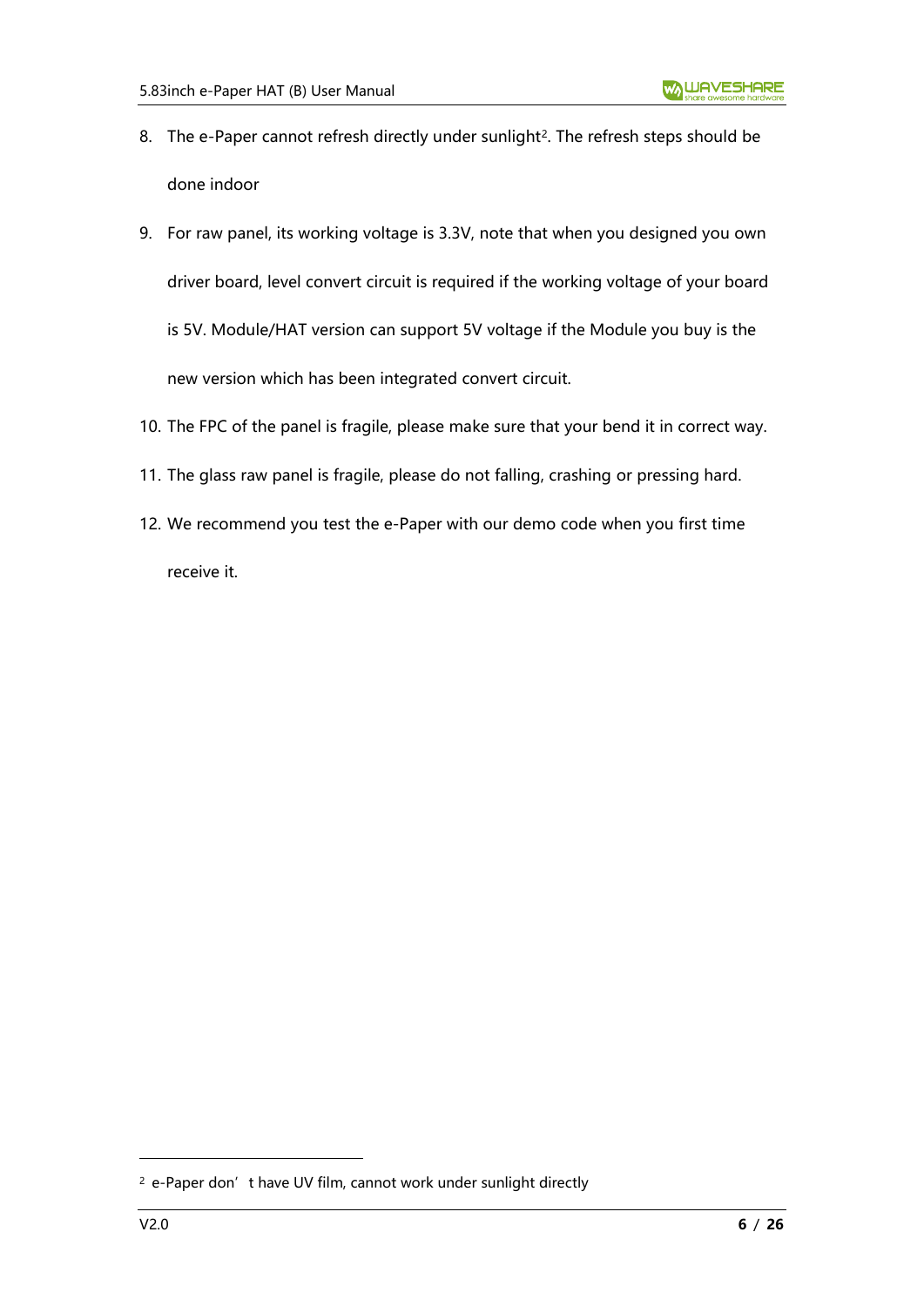8. The e-Paper cannot refresh directly under sunlight[2]. The refresh steps should be done indoor

9. For raw panel, its working voltage is 3.3V, note that when you designed you own driver board, level convert circuit is required if the working voltage of your board is 5V. Module/HAT version can support 5V voltage if the Module you buy is the new version which has been integrated convert circuit.

10. The FPC of the panel is fragile, please make sure that your bend it in correct way.

11. The glass raw panel is fragile, please do not falling, crashing or pressing hard.

12. We recommend you test the e-Paper with our demo code when you first time receive it.

---

[2] e-Paper don't have UV film, cannot work under sunlight directly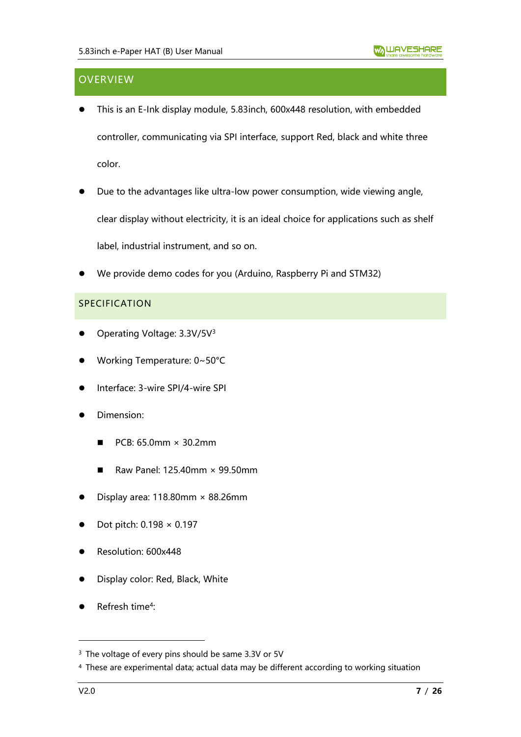## OVERVIEW

- This is an E-Ink display module, 5.83inch, 600x448 resolution, with embedded controller, communicating via SPI interface, support Red, black and white three color.
- Due to the advantages like ultra-low power consumption, wide viewing angle, clear display without electricity, it is an ideal choice for applications such as shelf label, industrial instrument, and so on.
- We provide demo codes for you (Arduino, Raspberry Pi and STM32)

## SPECIFICATION

- Operating Voltage: 3.3V/5V[3]
- Working Temperature: 0~50°C
- Interface: 3-wire SPI/4-wire SPI
- Dimension:
  - PCB: 65.0mm × 30.2mm
  - Raw Panel: 125.40mm × 99.50mm
- Display area: 118.80mm × 88.26mm
- Dot pitch: 0.198 × 0.197
- Resolution: 600x448
- Display color: Red, Black, White
- Refresh time[4]:

---

[3] The voltage of every pins should be same 3.3V or 5V

[4] These are experimental data; actual data may be different according to working situation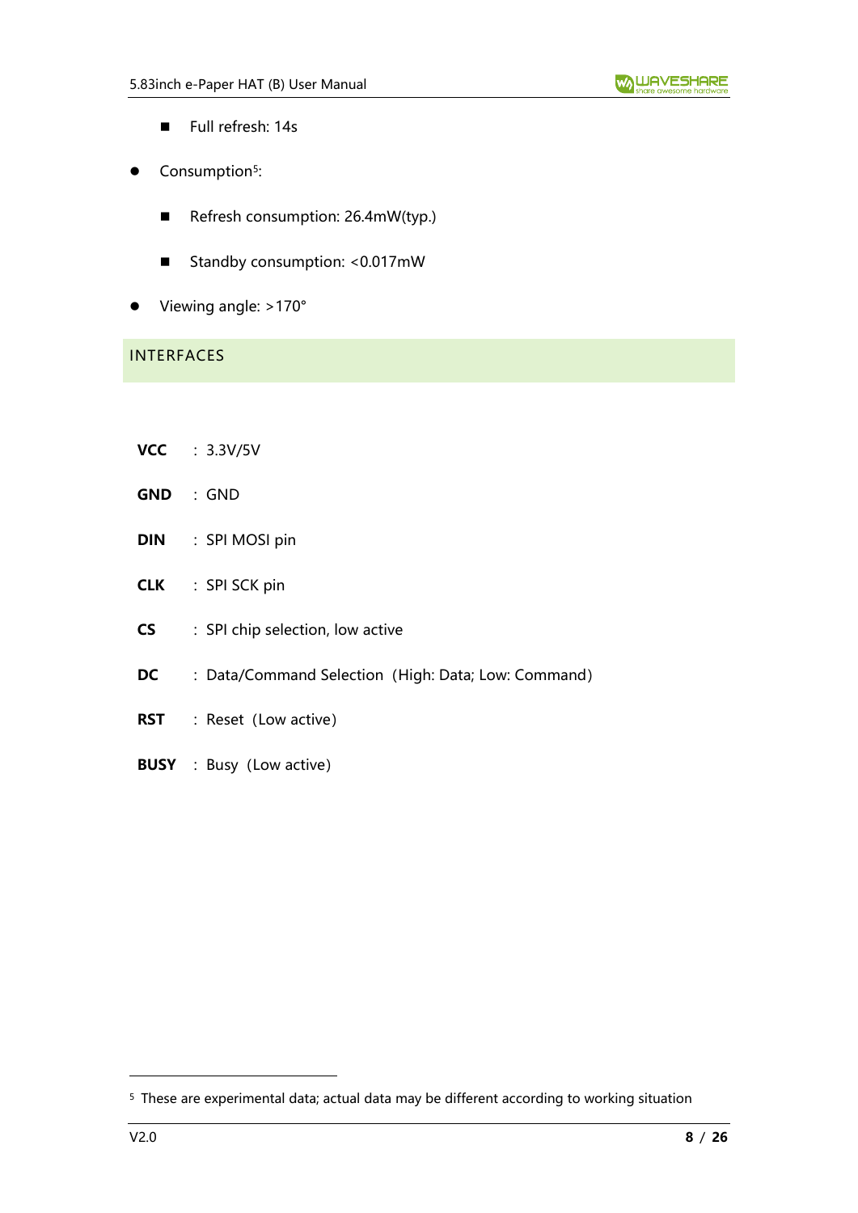- Full refresh: 14s
- Consumption[5]:
  - Refresh consumption: 26.4mW(typ.)
  - Standby consumption: <0.017mW
- Viewing angle: >170°

## INTERFACES

**VCC** : 3.3V/5V

**GND** : GND

**DIN** : SPI MOSI pin

**CLK** : SPI SCK pin

**CS** : SPI chip selection, low active

**DC** : Data/Command Selection（High: Data; Low: Command）

**RST** : Reset（Low active）

**BUSY** : Busy（Low active）

---

[5] These are experimental data; actual data may be different according to working situation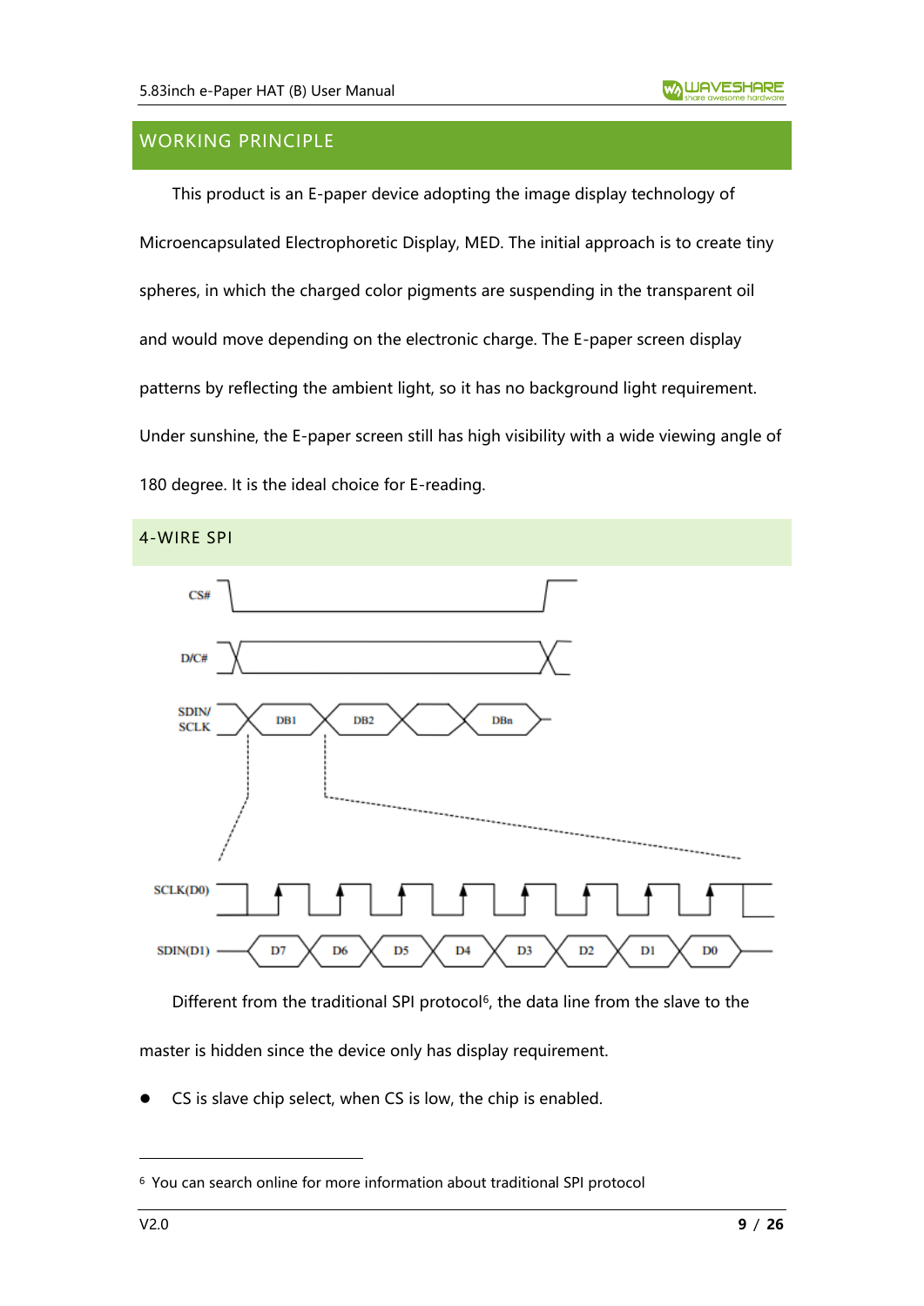## WORKING PRINCIPLE

This product is an E-paper device adopting the image display technology of Microencapsulated Electrophoretic Display, MED. The initial approach is to create tiny spheres, in which the charged color pigments are suspending in the transparent oil and would move depending on the electronic charge. The E-paper screen display patterns by reflecting the ambient light, so it has no background light requirement. Under sunshine, the E-paper screen still has high visibility with a wide viewing angle of 180 degree. It is the ideal choice for E-reading.

### 4-WIRE SPI

Different from the traditional SPI protocol[6], the data line from the slave to the master is hidden since the device only has display requirement.

- CS is slave chip select, when CS is low, the chip is enabled.

[6] You can search online for more information about traditional SPI protocol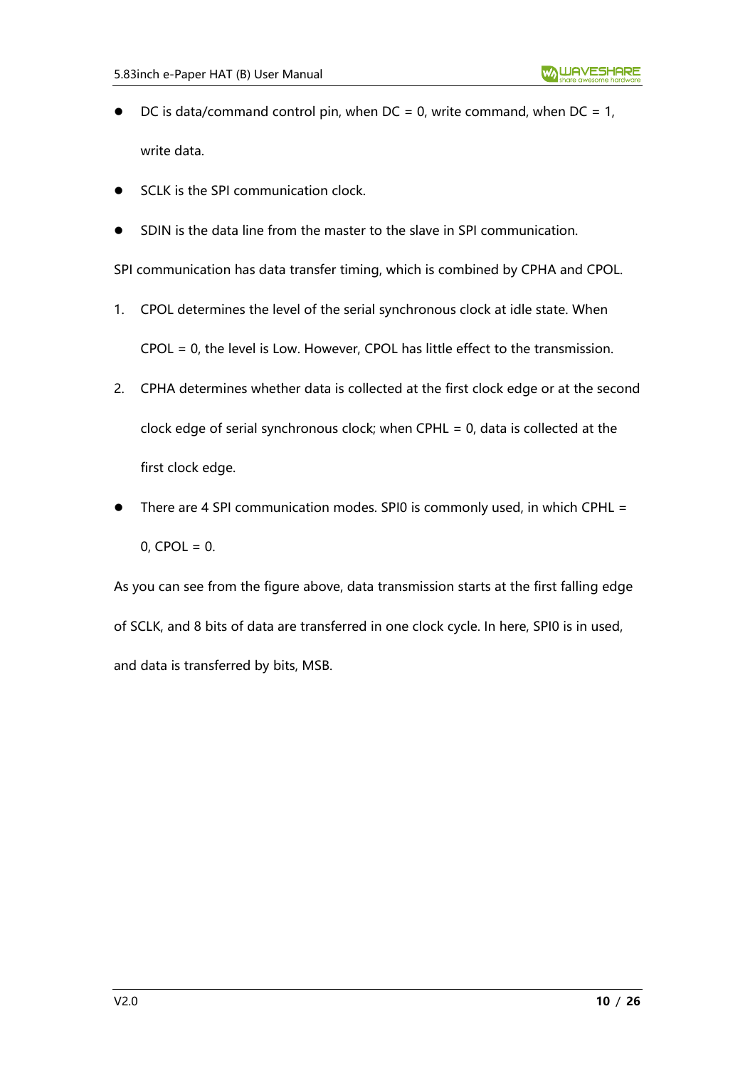- DC is data/command control pin, when DC = 0, write command, when DC = 1, write data.
- SCLK is the SPI communication clock.
- SDIN is the data line from the master to the slave in SPI communication.

SPI communication has data transfer timing, which is combined by CPHA and CPOL.

1. CPOL determines the level of the serial synchronous clock at idle state. When CPOL = 0, the level is Low. However, CPOL has little effect to the transmission.
2. CPHA determines whether data is collected at the first clock edge or at the second clock edge of serial synchronous clock; when CPHL = 0, data is collected at the first clock edge.

- There are 4 SPI communication modes. SPI0 is commonly used, in which CPHL = 0, CPOL = 0.

As you can see from the figure above, data transmission starts at the first falling edge of SCLK, and 8 bits of data are transferred in one clock cycle. In here, SPI0 is in used, and data is transferred by bits, MSB.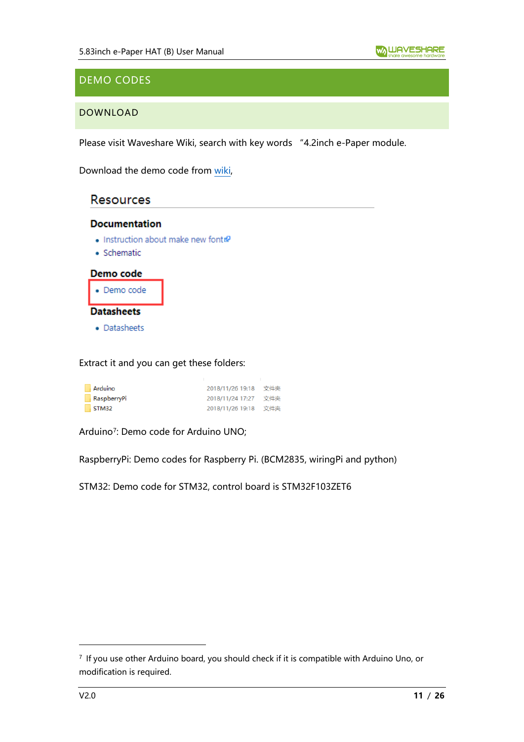# DEMO CODES

## DOWNLOAD

Please visit Waveshare Wiki, search with key words "4.2inch e-Paper module.

Download the demo code from wiki,

### Resources

**Documentation**

- Instruction about make new font
- Schematic

**Demo code**

- Demo code

**Datasheets**

- Datasheets

Extract it and you can get these folders:

| | | |
|---|---|---|
| Arduino | 2018/11/26 19:18 | 文件夹 |
| RaspberryPi | 2018/11/24 17:27 | 文件夹 |
| STM32 | 2018/11/26 19:18 | 文件夹 |

Arduino[7]: Demo code for Arduino UNO;

RaspberryPi: Demo codes for Raspberry Pi. (BCM2835, wiringPi and python)

STM32: Demo code for STM32, control board is STM32F103ZET6

---

[7] If you use other Arduino board, you should check if it is compatible with Arduino Uno, or modification is required.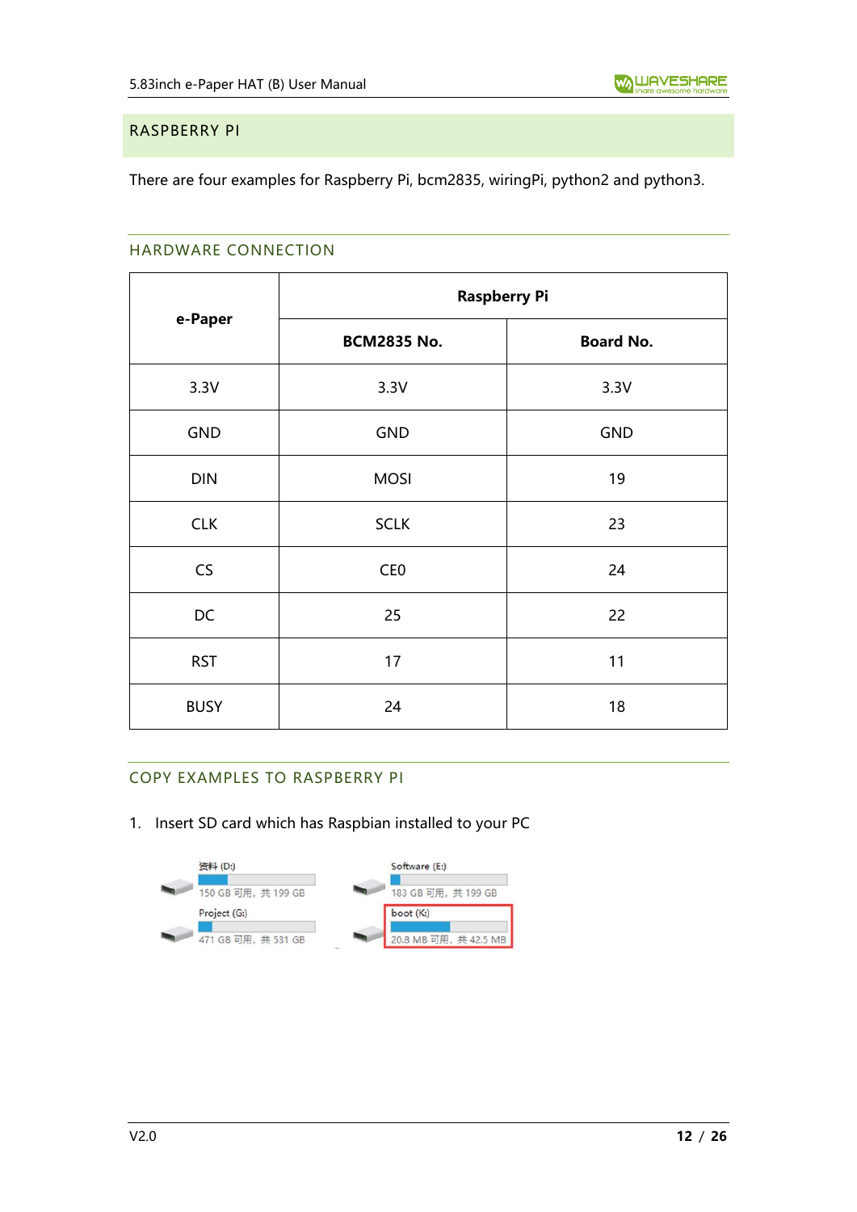## RASPBERRY PI

There are four examples for Raspberry Pi, bcm2835, wiringPi, python2 and python3.

### HARDWARE CONNECTION

| e-Paper | Raspberry Pi | |
|---|---|---|
| | **BCM2835 No.** | **Board No.** |
| 3.3V | 3.3V | 3.3V |
| GND | GND | GND |
| DIN | MOSI | 19 |
| CLK | SCLK | 23 |
| CS | CE0 | 24 |
| DC | 25 | 22 |
| RST | 17 | 11 |
| BUSY | 24 | 18 |

### COPY EXAMPLES TO RASPBERRY PI

1. Insert SD card which has Raspbian installed to your PC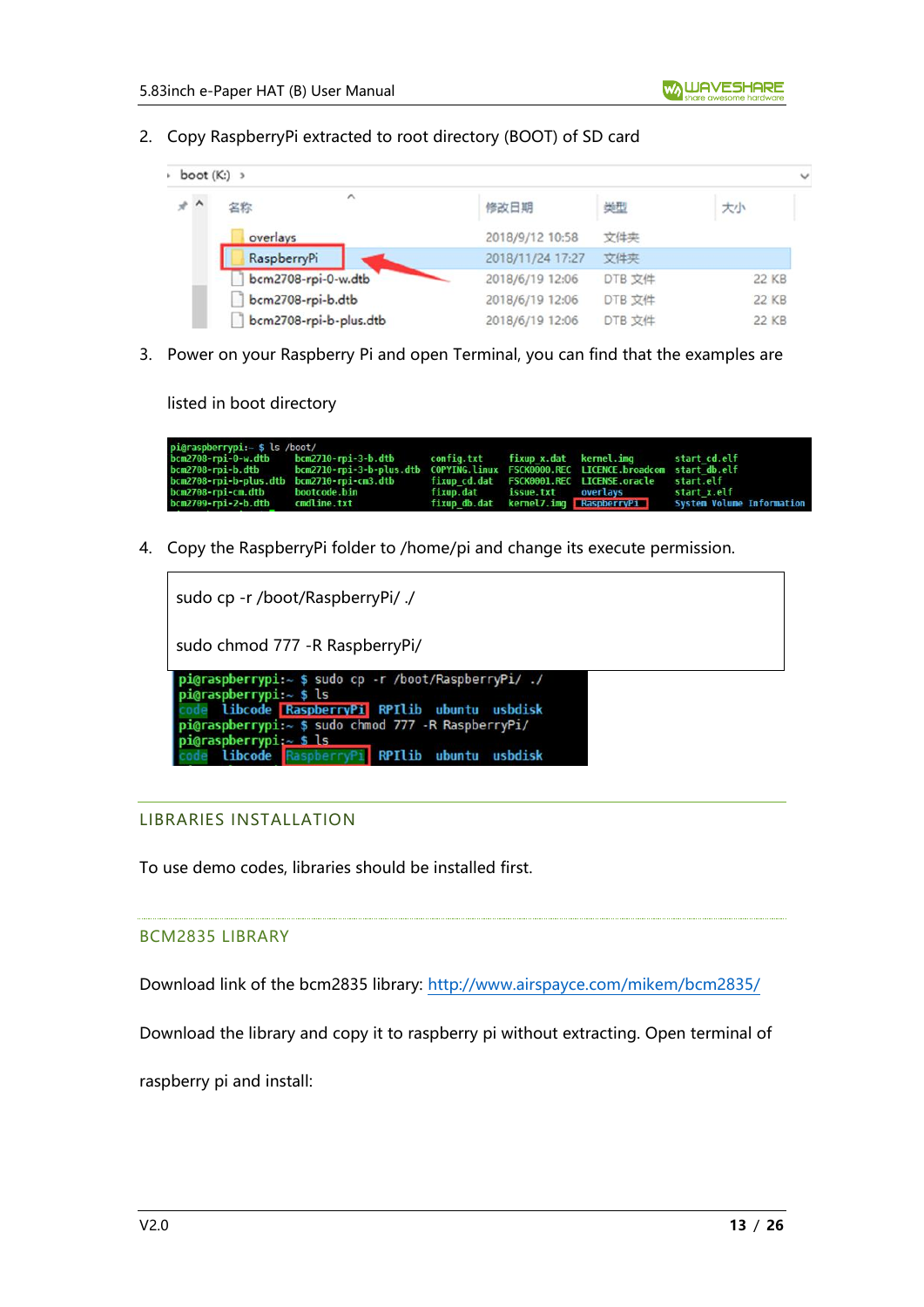2. Copy RaspberryPi extracted to root directory (BOOT) of SD card

3. Power on your Raspberry Pi and open Terminal, you can find that the examples are listed in boot directory

4. Copy the RaspberryPi folder to /home/pi and change its execute permission.

```
sudo cp -r /boot/RaspberryPi/ ./

sudo chmod 777 -R RaspberryPi/
```

## LIBRARIES INSTALLATION

To use demo codes, libraries should be installed first.

### BCM2835 LIBRARY

Download link of the bcm2835 library: http://www.airspayce.com/mikem/bcm2835/

Download the library and copy it to raspberry pi without extracting. Open terminal of raspberry pi and install: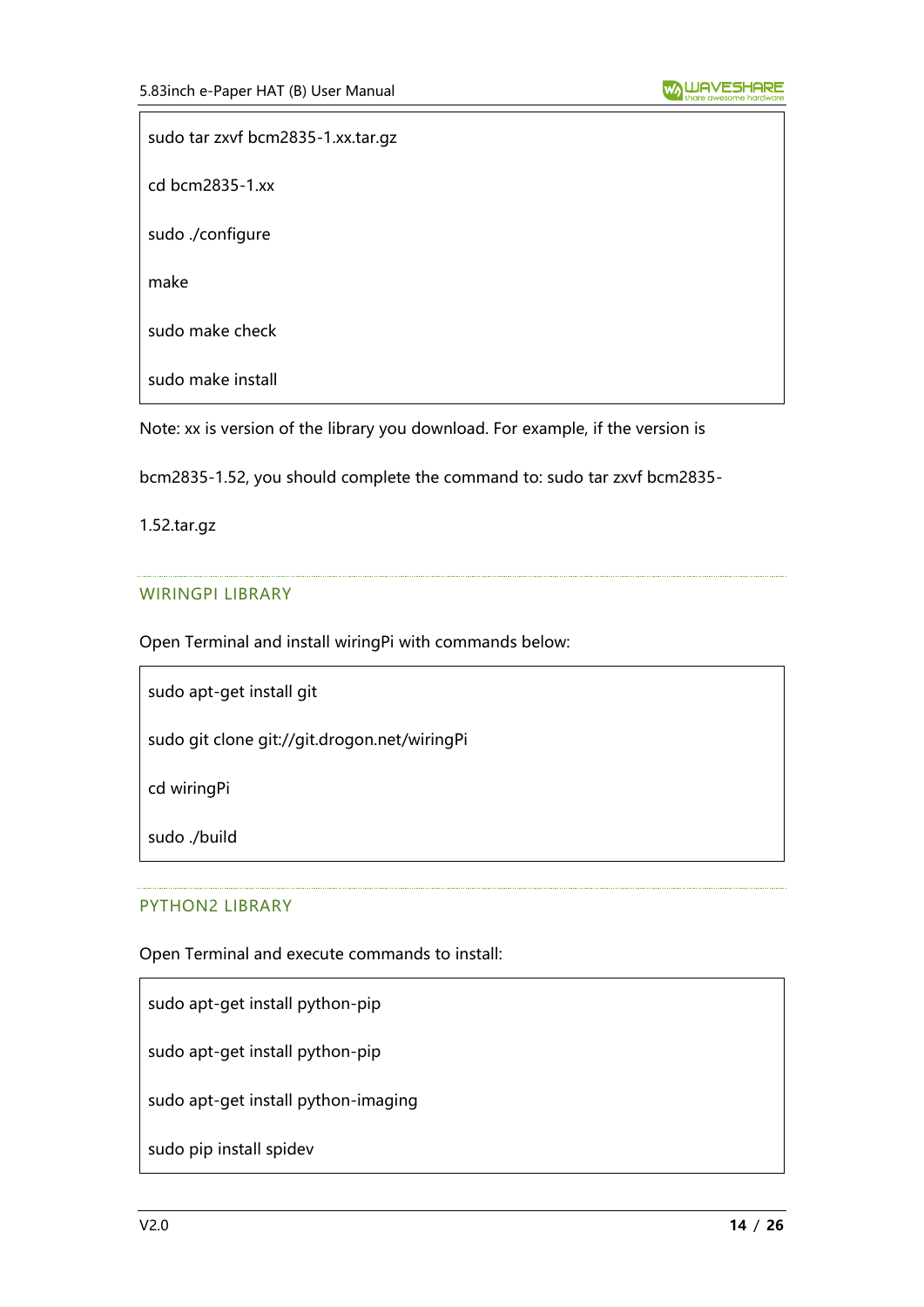```
sudo tar zxvf bcm2835-1.xx.tar.gz

cd bcm2835-1.xx

sudo ./configure

make

sudo make check

sudo make install
```

Note: xx is version of the library you download. For example, if the version is bcm2835-1.52, you should complete the command to: sudo tar zxvf bcm2835-1.52.tar.gz

### WIRINGPI LIBRARY

Open Terminal and install wiringPi with commands below:

```
sudo apt-get install git

sudo git clone git://git.drogon.net/wiringPi

cd wiringPi

sudo ./build
```

### PYTHON2 LIBRARY

Open Terminal and execute commands to install:

```
sudo apt-get install python-pip

sudo apt-get install python-pip

sudo apt-get install python-imaging

sudo pip install spidev
```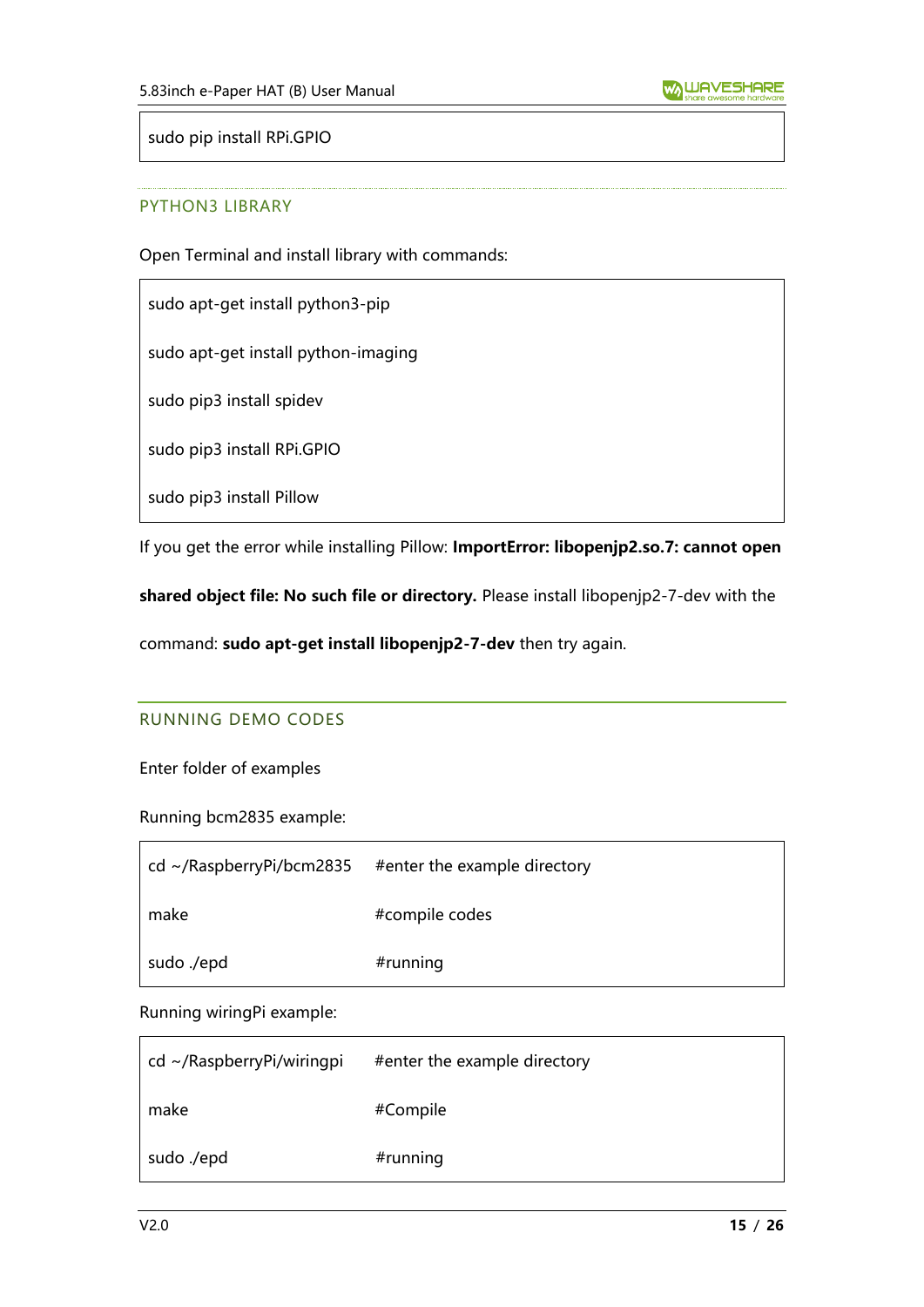```
sudo pip install RPi.GPIO
```

### PYTHON3 LIBRARY

Open Terminal and install library with commands:

```
sudo apt-get install python3-pip

sudo apt-get install python-imaging

sudo pip3 install spidev

sudo pip3 install RPi.GPIO

sudo pip3 install Pillow
```

If you get the error while installing Pillow: **ImportError: libopenjp2.so.7: cannot open shared object file: No such file or directory.** Please install libopenjp2-7-dev with the command: **sudo apt-get install libopenjp2-7-dev** then try again.

## RUNNING DEMO CODES

Enter folder of examples

Running bcm2835 example:

```
cd ~/RaspberryPi/bcm2835    #enter the example directory

make                        #compile codes

sudo ./epd                  #running
```

Running wiringPi example:

```
cd ~/RaspberryPi/wiringpi   #enter the example directory

make                        #Compile

sudo ./epd                  #running
```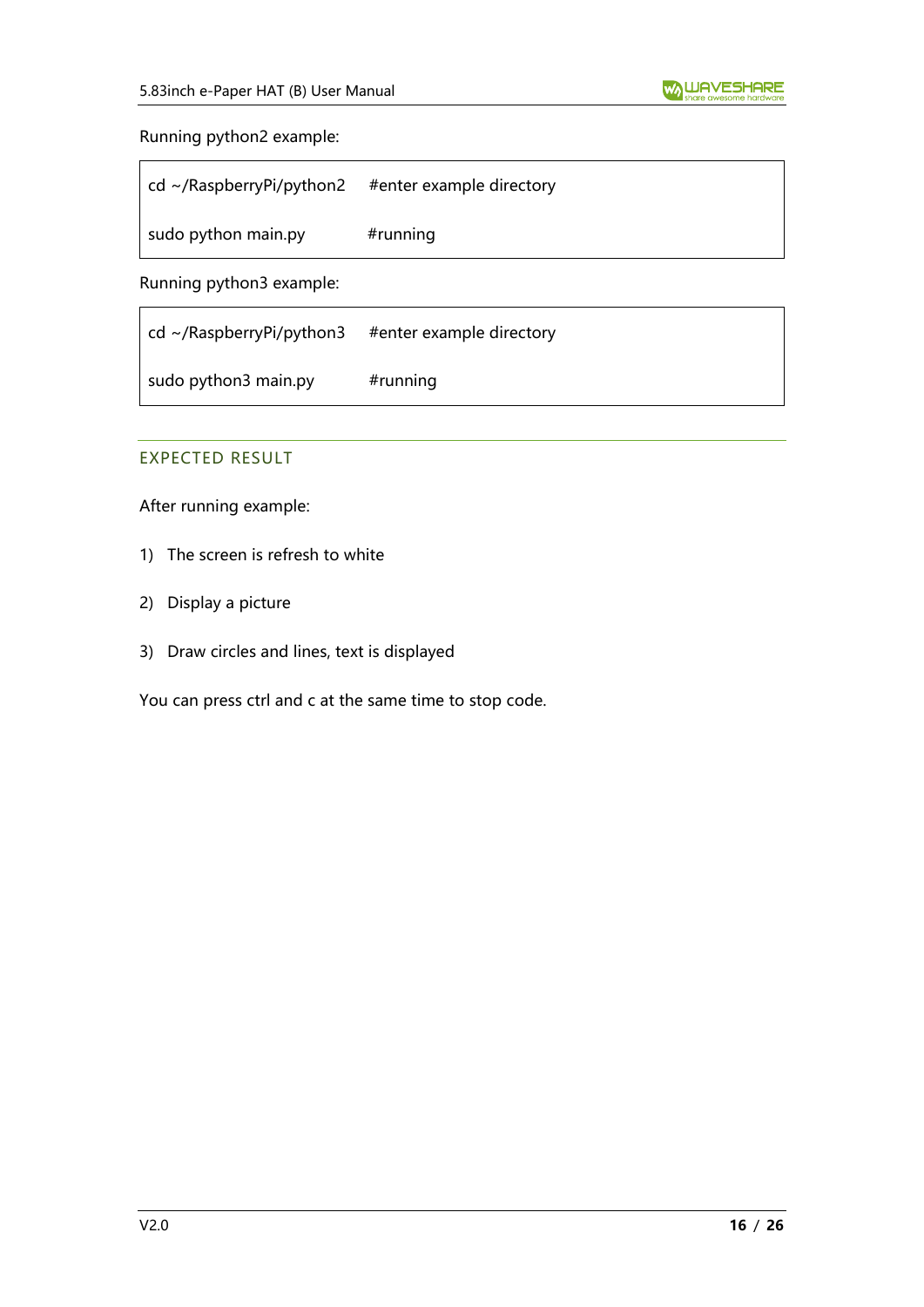Running python2 example:

```
cd ~/RaspberryPi/python2    #enter example directory
sudo python main.py         #running
```

Running python3 example:

```
cd ~/RaspberryPi/python3    #enter example directory
sudo python3 main.py        #running
```

## EXPECTED RESULT

After running example:

1) The screen is refresh to white
2) Display a picture
3) Draw circles and lines, text is displayed

You can press ctrl and c at the same time to stop code.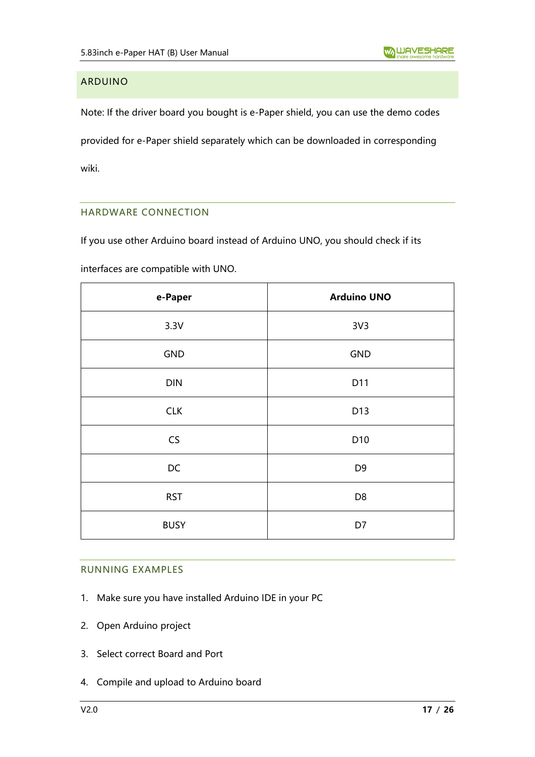## ARDUINO

Note: If the driver board you bought is e-Paper shield, you can use the demo codes provided for e-Paper shield separately which can be downloaded in corresponding wiki.

### HARDWARE CONNECTION

If you use other Arduino board instead of Arduino UNO, you should check if its interfaces are compatible with UNO.

| e-Paper | Arduino UNO |
|---|---|
| 3.3V | 3V3 |
| GND | GND |
| DIN | D11 |
| CLK | D13 |
| CS | D10 |
| DC | D9 |
| RST | D8 |
| BUSY | D7 |

### RUNNING EXAMPLES

1. Make sure you have installed Arduino IDE in your PC
2. Open Arduino project
3. Select correct Board and Port
4. Compile and upload to Arduino board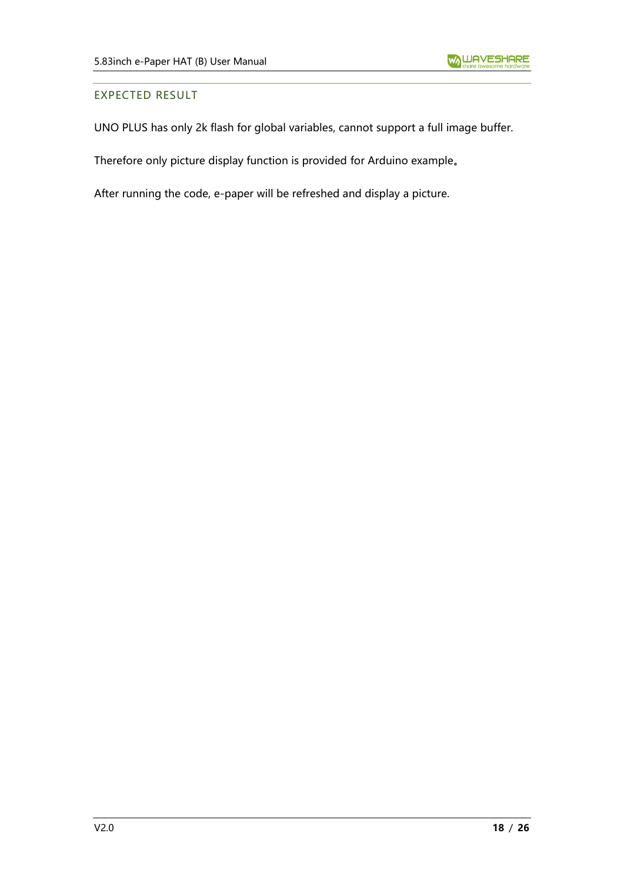## EXPECTED RESULT

UNO PLUS has only 2k flash for global variables, cannot support a full image buffer.

Therefore only picture display function is provided for Arduino example。

After running the code, e-paper will be refreshed and display a picture.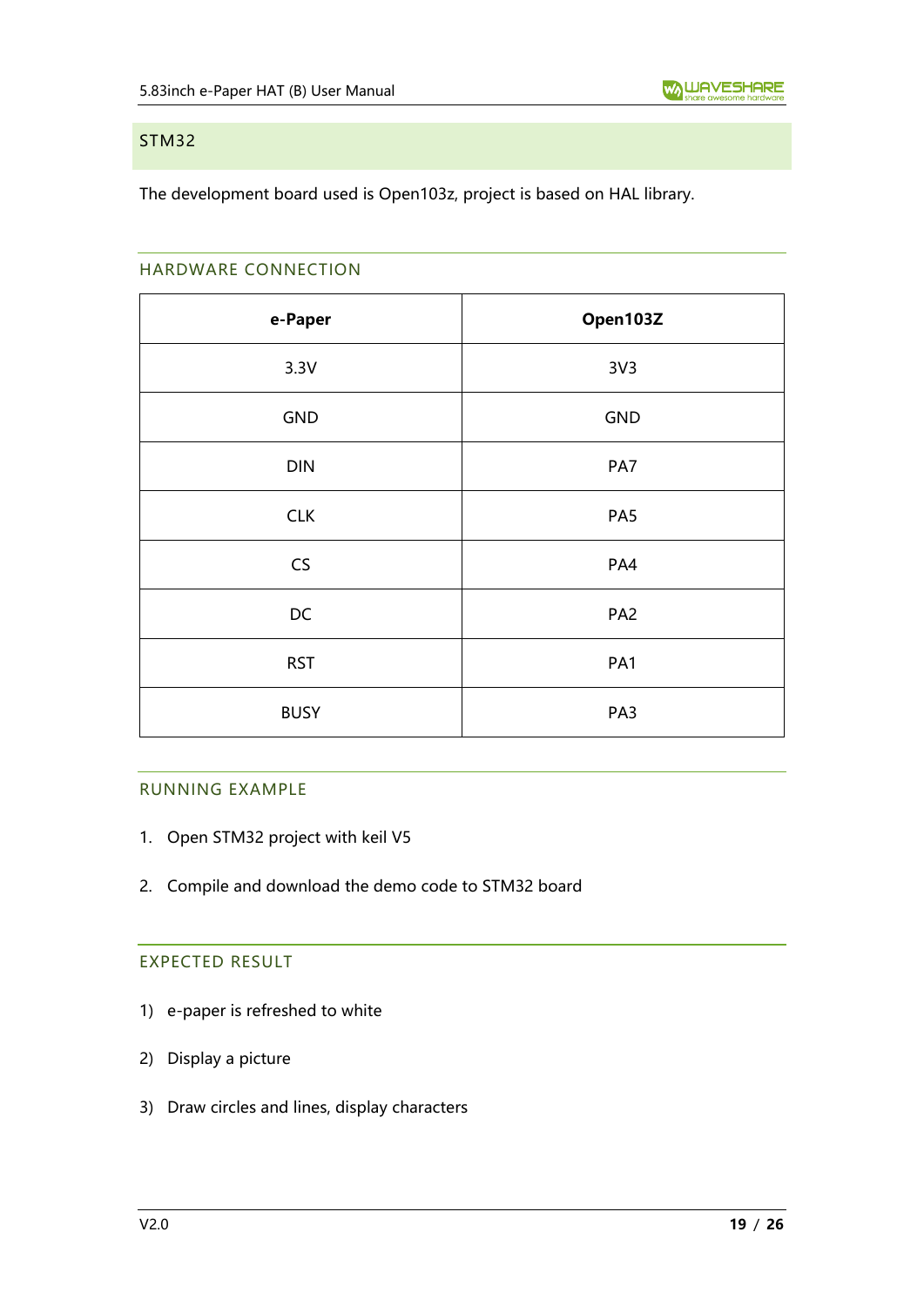## STM32

The development board used is Open103z, project is based on HAL library.

### HARDWARE CONNECTION

| e-Paper | Open103Z |
|---|---|
| 3.3V | 3V3 |
| GND | GND |
| DIN | PA7 |
| CLK | PA5 |
| CS | PA4 |
| DC | PA2 |
| RST | PA1 |
| BUSY | PA3 |

### RUNNING EXAMPLE

1. Open STM32 project with keil V5
2. Compile and download the demo code to STM32 board

### EXPECTED RESULT

1) e-paper is refreshed to white
2) Display a picture
3) Draw circles and lines, display characters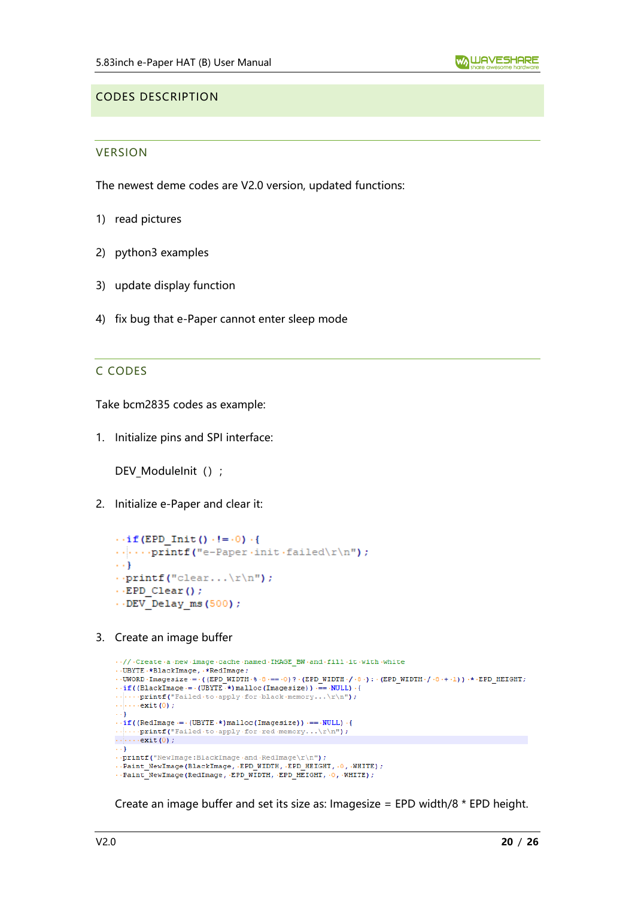## CODES DESCRIPTION

### VERSION

The newest deme codes are V2.0 version, updated functions:

1) read pictures
2) python3 examples
3) update display function
4) fix bug that e-Paper cannot enter sleep mode

### C CODES

Take bcm2835 codes as example:

1. Initialize pins and SPI interface:

   DEV_ModuleInit（）；

2. Initialize e-Paper and clear it:

```
  if(EPD_Init() != 0) {
      printf("e-Paper init failed\r\n");
  }
  printf("clear...\r\n");
  EPD_Clear();
  DEV_Delay_ms(500);
```

3. Create an image buffer

```
  // Create a new image cache named IMAGE_BW and fill it with white
  UBYTE *BlackImage, *RedImage;
  UWORD Imagesize = ((EPD_WIDTH % 8 == 0)? (EPD_WIDTH / 8 ): (EPD_WIDTH / 8 + 1)) * EPD_HEIGHT;
  if((BlackImage = (UBYTE *)malloc(Imagesize)) == NULL) {
      printf("Failed to apply for black memory...\r\n");
      exit(0);
  }
  if((RedImage = (UBYTE *)malloc(Imagesize)) == NULL) {
      printf("Failed to apply for red memory...\r\n");
      exit(0);
  }
  printf("NewImage:BlackImage and RedImage\r\n");
  Paint_NewImage(BlackImage, EPD_WIDTH, EPD_HEIGHT, 0, WHITE);
  Paint_NewImage(RedImage, EPD_WIDTH, EPD_HEIGHT, 0, WHITE);
```

Create an image buffer and set its size as: Imagesize = EPD width/8 * EPD height.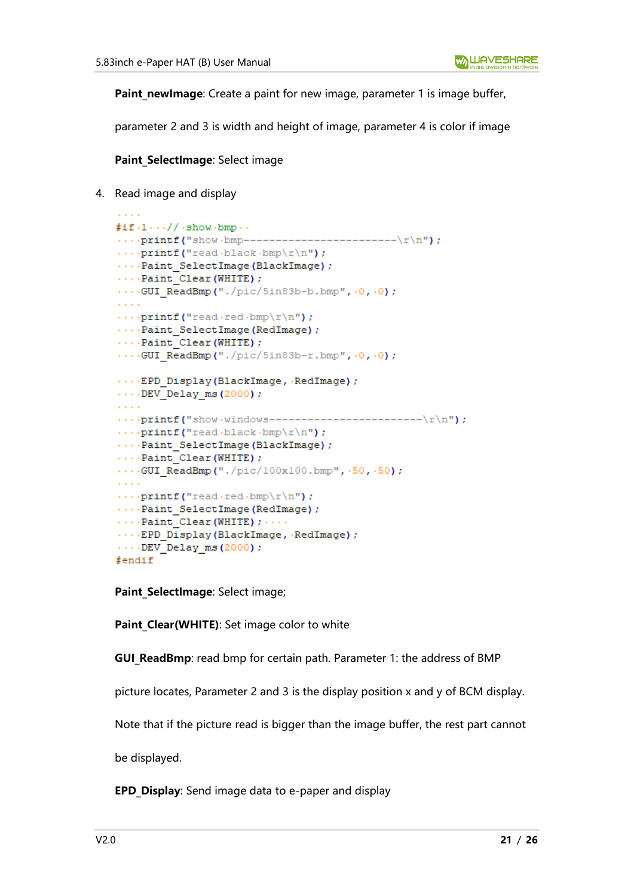**Paint_newImage**: Create a paint for new image, parameter 1 is image buffer, parameter 2 and 3 is width and height of image, parameter 4 is color if image

**Paint_SelectImage**: Select image

4. Read image and display

```
#if 1   // show bmp
    printf("show bmp------------------------\r\n");
    printf("read black bmp\r\n");
    Paint_SelectImage(BlackImage);
    Paint_Clear(WHITE);
    GUI_ReadBmp("./pic/5in83b-b.bmp", 0, 0);
    
    printf("read red bmp\r\n");
    Paint_SelectImage(RedImage);
    Paint_Clear(WHITE);
    GUI_ReadBmp("./pic/5in83b-r.bmp", 0, 0);

    EPD_Display(BlackImage, RedImage);
    DEV_Delay_ms(2000);
    
    printf("show windows------------------------\r\n");
    printf("read black bmp\r\n");
    Paint_SelectImage(BlackImage);
    Paint_Clear(WHITE);
    GUI_ReadBmp("./pic/100x100.bmp", 50, 50);
    
    printf("read red bmp\r\n");
    Paint_SelectImage(RedImage);
    Paint_Clear(WHITE);    
    EPD_Display(BlackImage, RedImage);
    DEV_Delay_ms(2000);
#endif
```

**Paint_SelectImage**: Select image;

**Paint_Clear(WHITE)**: Set image color to white

**GUI_ReadBmp**: read bmp for certain path. Parameter 1: the address of BMP picture locates, Parameter 2 and 3 is the display position x and y of BCM display. Note that if the picture read is bigger than the image buffer, the rest part cannot be displayed.

**EPD_Display**: Send image data to e-paper and display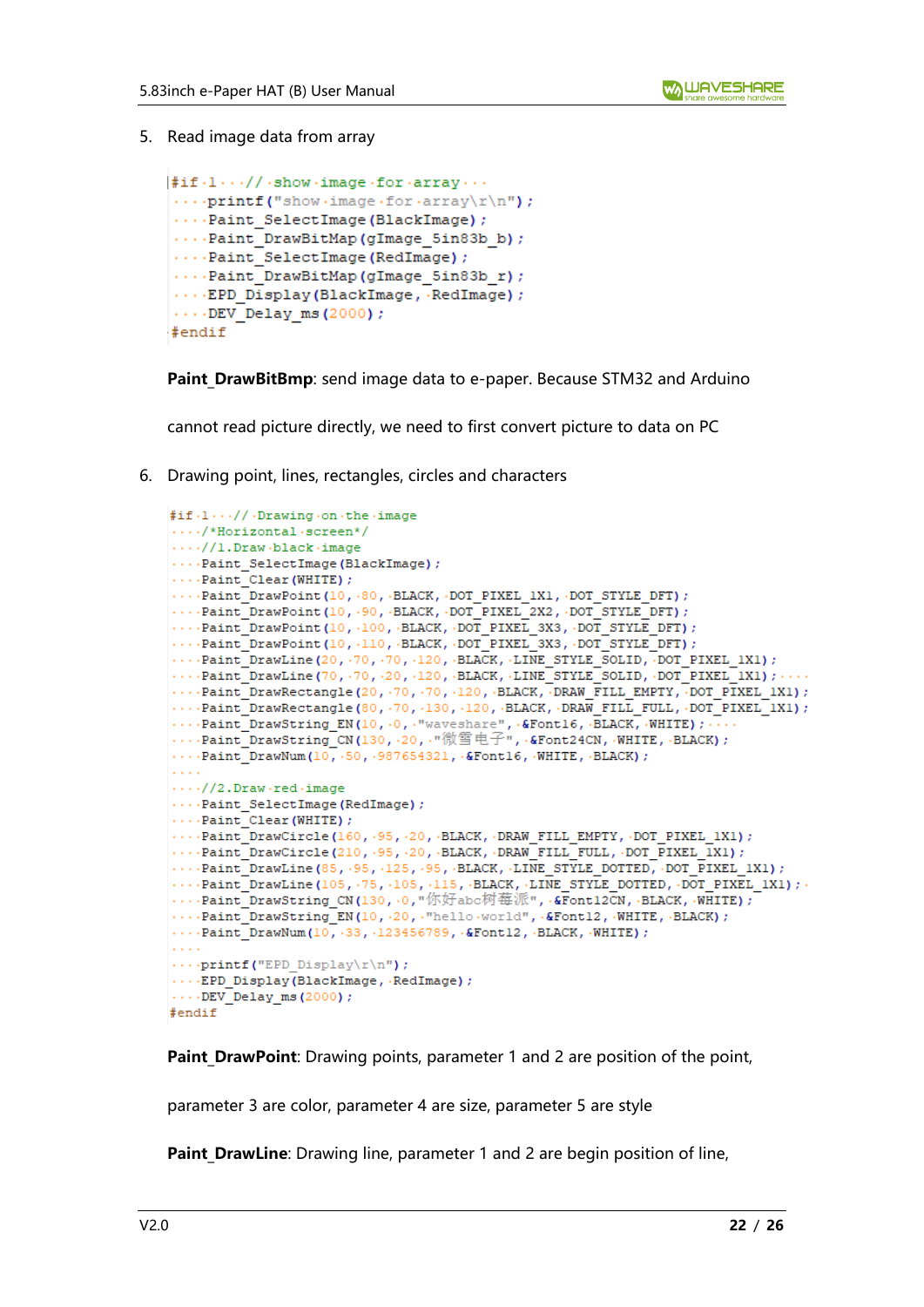5. Read image data from array

```
#if 1   // show image for array
    printf("show image for array\r\n");
    Paint_SelectImage(BlackImage);
    Paint_DrawBitMap(gImage_5in83b_b);
    Paint_SelectImage(RedImage);
    Paint_DrawBitMap(gImage_5in83b_r);
    EPD_Display(BlackImage, RedImage);
    DEV_Delay_ms(2000);
#endif
```

**Paint_DrawBitBmp**: send image data to e-paper. Because STM32 and Arduino cannot read picture directly, we need to first convert picture to data on PC

6. Drawing point, lines, rectangles, circles and characters

```
#if 1   // Drawing on the image
    /*Horizontal screen*/
    //1.Draw black image
    Paint_SelectImage(BlackImage);
    Paint_Clear(WHITE);
    Paint_DrawPoint(10, 80, BLACK, DOT_PIXEL_1X1, DOT_STYLE_DFT);
    Paint_DrawPoint(10, 90, BLACK, DOT_PIXEL_2X2, DOT_STYLE_DFT);
    Paint_DrawPoint(10, 100, BLACK, DOT_PIXEL_3X3, DOT_STYLE_DFT);
    Paint_DrawPoint(10, 110, BLACK, DOT_PIXEL_3X3, DOT_STYLE_DFT);
    Paint_DrawLine(20, 70, 70, 120, BLACK, LINE_STYLE_SOLID, DOT_PIXEL_1X1);
    Paint_DrawLine(70, 70, 20, 120, BLACK, LINE_STYLE_SOLID, DOT_PIXEL_1X1);
    Paint_DrawRectangle(20, 70, 70, 120, BLACK, DRAW_FILL_EMPTY, DOT_PIXEL_1X1);
    Paint_DrawRectangle(80, 70, 130, 120, BLACK, DRAW_FILL_FULL, DOT_PIXEL_1X1);
    Paint_DrawString_EN(10, 0, "waveshare", &Font16, BLACK, WHITE);
    Paint_DrawString_CN(130, 20, "微雪电子", &Font24CN, WHITE, BLACK);
    Paint_DrawNum(10, 50, 987654321, &Font16, WHITE, BLACK);

    //2.Draw red image
    Paint_SelectImage(RedImage);
    Paint_Clear(WHITE);
    Paint_DrawCircle(160, 95, 20, BLACK, DRAW_FILL_EMPTY, DOT_PIXEL_1X1);
    Paint_DrawCircle(210, 95, 20, BLACK, DRAW_FILL_FULL, DOT_PIXEL_1X1);
    Paint_DrawLine(85, 95, 125, 95, BLACK, LINE_STYLE_DOTTED, DOT_PIXEL_1X1);
    Paint_DrawLine(105, 75, 105, 115, BLACK, LINE_STYLE_DOTTED, DOT_PIXEL_1X1);
    Paint_DrawString_CN(130, 0,"你好abc树莓派", &Font12CN, BLACK, WHITE);
    Paint_DrawString_EN(10, 20, "hello world", &Font12, WHITE, BLACK);
    Paint_DrawNum(10, 33, 123456789, &Font12, BLACK, WHITE);

    printf("EPD_Display\r\n");
    EPD_Display(BlackImage, RedImage);
    DEV_Delay_ms(2000);
#endif
```

**Paint_DrawPoint**: Drawing points, parameter 1 and 2 are position of the point, parameter 3 are color, parameter 4 are size, parameter 5 are style

**Paint_DrawLine**: Drawing line, parameter 1 and 2 are begin position of line,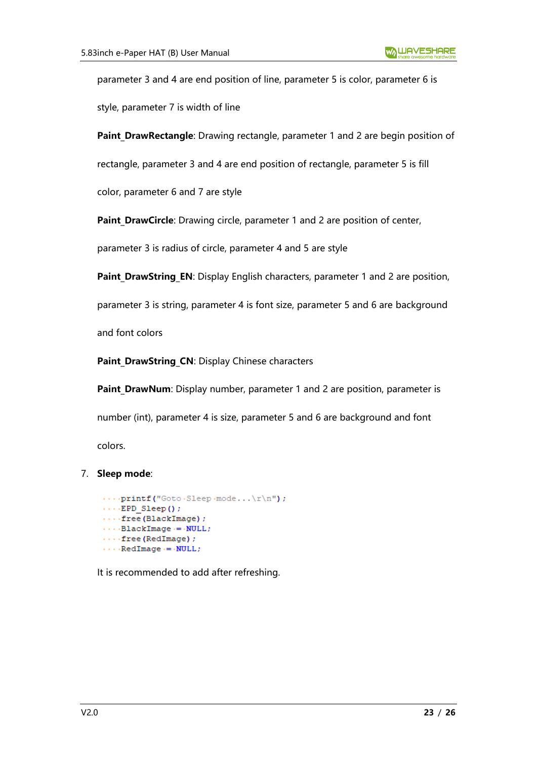parameter 3 and 4 are end position of line, parameter 5 is color, parameter 6 is style, parameter 7 is width of line

**Paint_DrawRectangle**: Drawing rectangle, parameter 1 and 2 are begin position of rectangle, parameter 3 and 4 are end position of rectangle, parameter 5 is fill color, parameter 6 and 7 are style

**Paint_DrawCircle**: Drawing circle, parameter 1 and 2 are position of center, parameter 3 is radius of circle, parameter 4 and 5 are style

**Paint_DrawString_EN**: Display English characters, parameter 1 and 2 are position, parameter 3 is string, parameter 4 is font size, parameter 5 and 6 are background and font colors

**Paint_DrawString_CN**: Display Chinese characters

**Paint_DrawNum**: Display number, parameter 1 and 2 are position, parameter is number (int), parameter 4 is size, parameter 5 and 6 are background and font colors.

7. **Sleep mode**:

```
    printf("Goto Sleep mode...\r\n");
    EPD_Sleep();
    free(BlackImage);
    BlackImage = NULL;
    free(RedImage);
    RedImage = NULL;
```

It is recommended to add after refreshing.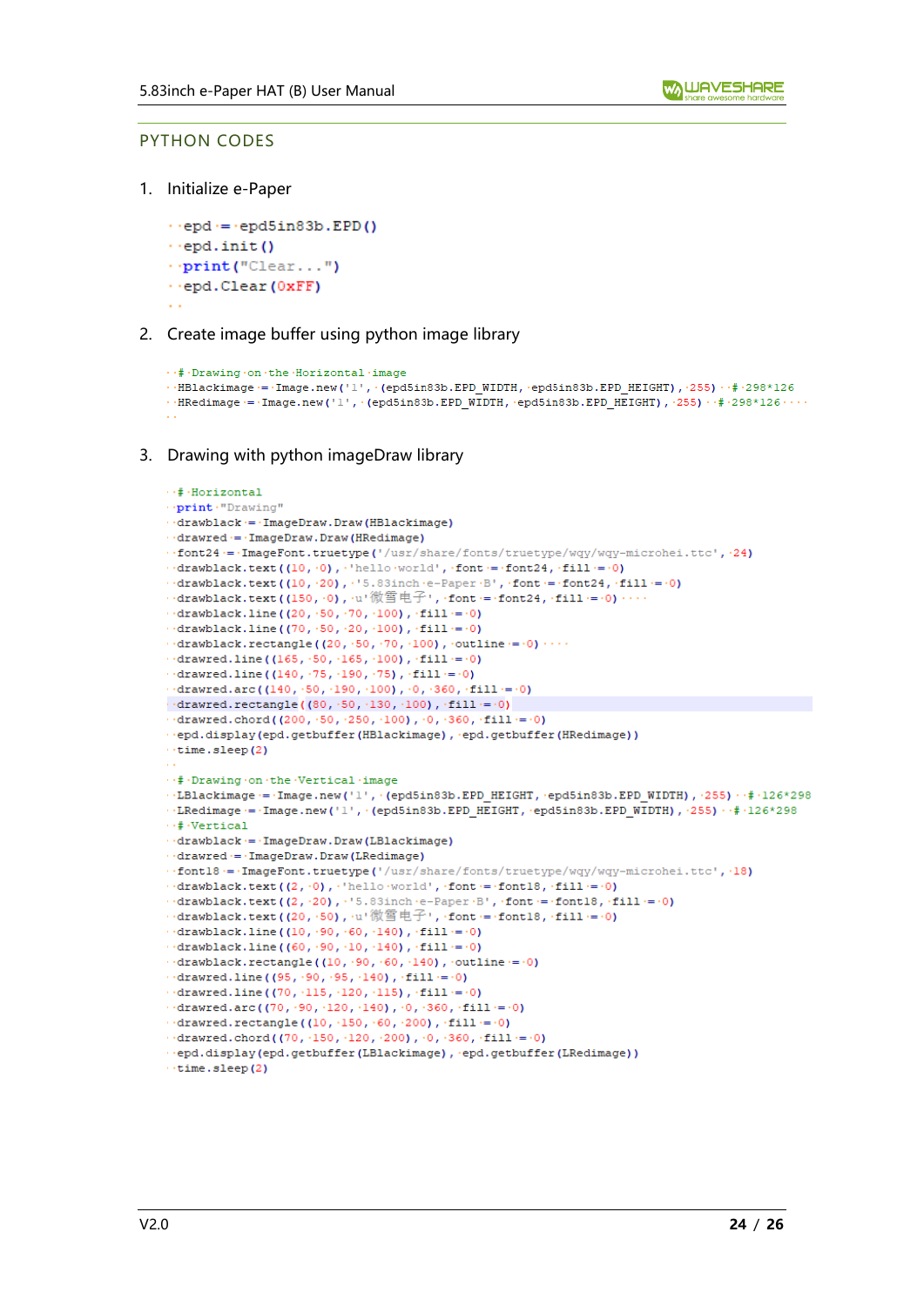## PYTHON CODES

1. Initialize e-Paper

```
epd = epd5in83b.EPD()
epd.init()
print("Clear...")
epd.Clear(0xFF)
```

2. Create image buffer using python image library

```
# Drawing on the Horizontal image
HBlackimage = Image.new('1', (epd5in83b.EPD_WIDTH, epd5in83b.EPD_HEIGHT), 255)  # 298*126
HRedimage = Image.new('1', (epd5in83b.EPD_WIDTH, epd5in83b.EPD_HEIGHT), 255)  # 298*126
```

3. Drawing with python imageDraw library

```
# Horizontal
print "Drawing"
drawblack = ImageDraw.Draw(HBlackimage)
drawred = ImageDraw.Draw(HRedimage)
font24 = ImageFont.truetype('/usr/share/fonts/truetype/wqy/wqy-microhei.ttc', 24)
drawblack.text((10, 0), 'hello world', font = font24, fill = 0)
drawblack.text((10, 20), '5.83inch e-Paper B', font = font24, fill = 0)
drawblack.text((150, 0), u'微雪电子', font = font24, fill = 0)
drawblack.line((20, 50, 70, 100), fill = 0)
drawblack.line((70, 50, 20, 100), fill = 0)
drawblack.rectangle((20, 50, 70, 100), outline = 0)
drawred.line((165, 50, 165, 100), fill = 0)
drawred.line((140, 75, 190, 75), fill = 0)
drawred.arc((140, 50, 190, 100), 0, 360, fill = 0)
drawred.rectangle((80, 50, 130, 100), fill = 0)
drawred.chord((200, 50, 250, 100), 0, 360, fill = 0)
epd.display(epd.getbuffer(HBlackimage), epd.getbuffer(HRedimage))
time.sleep(2)

# Drawing on the Vertical image
LBlackimage = Image.new('1', (epd5in83b.EPD_HEIGHT, epd5in83b.EPD_WIDTH), 255)  # 126*298
LRedimage = Image.new('1', (epd5in83b.EPD_HEIGHT, epd5in83b.EPD_WIDTH), 255)  # 126*298
# Vertical
drawblack = ImageDraw.Draw(LBlackimage)
drawred = ImageDraw.Draw(LRedimage)
font18 = ImageFont.truetype('/usr/share/fonts/truetype/wqy/wqy-microhei.ttc', 18)
drawblack.text((2, 0), 'hello world', font = font18, fill = 0)
drawblack.text((2, 20), '5.83inch e-Paper B', font = font18, fill = 0)
drawblack.text((20, 50), u'微雪电子', font = font18, fill = 0)
drawblack.line((10, 90, 60, 140), fill = 0)
drawblack.line((60, 90, 10, 140), fill = 0)
drawblack.rectangle((10, 90, 60, 140), outline = 0)
drawred.line((95, 90, 95, 140), fill = 0)
drawred.line((70, 115, 120, 115), fill = 0)
drawred.arc((70, 90, 120, 140), 0, 360, fill = 0)
drawred.rectangle((10, 150, 60, 200), fill = 0)
drawred.chord((70, 150, 120, 200), 0, 360, fill = 0)
epd.display(epd.getbuffer(LBlackimage), epd.getbuffer(LRedimage))
time.sleep(2)
```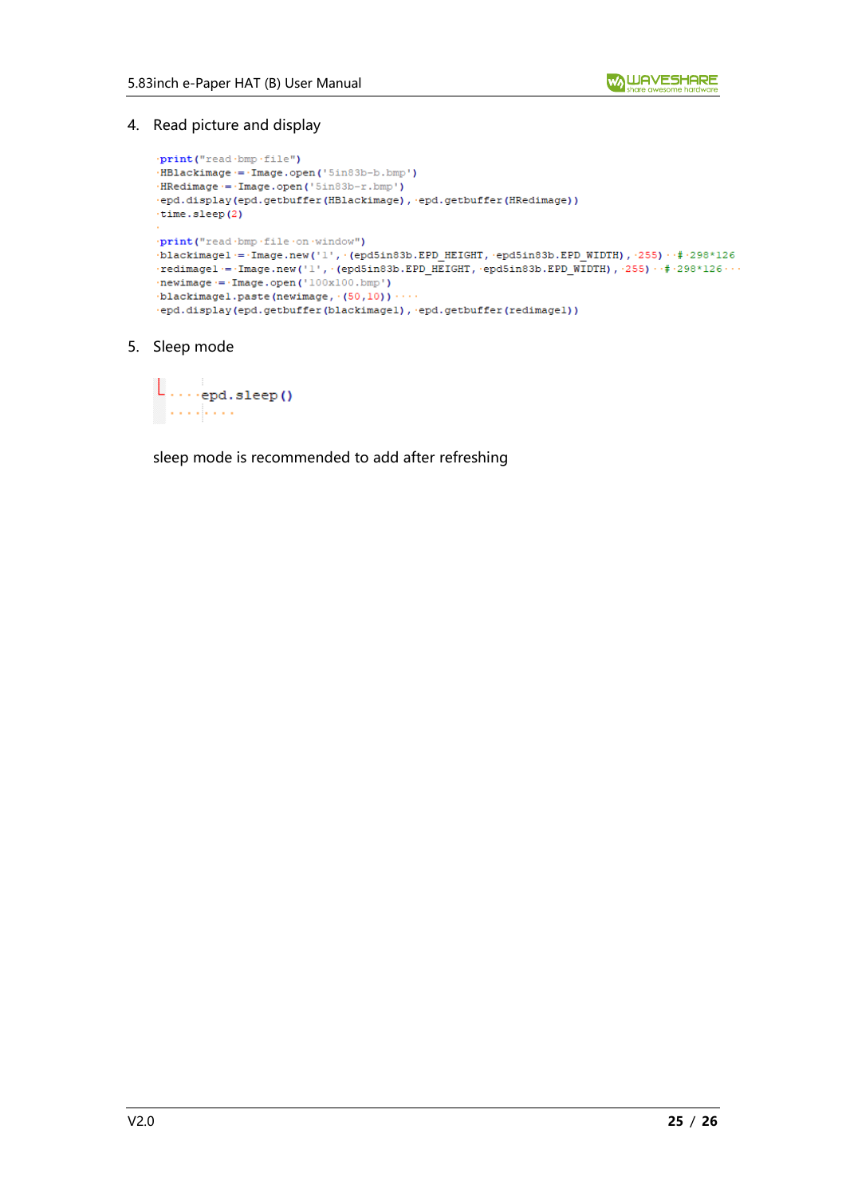4. Read picture and display

```
print("read bmp file")
HBlackimage = Image.open('5in83b-b.bmp')
HRedimage = Image.open('5in83b-r.bmp')
epd.display(epd.getbuffer(HBlackimage), epd.getbuffer(HRedimage))
time.sleep(2)

print("read bmp file on window")
blackimage1 = Image.new('1', (epd5in83b.EPD_HEIGHT, epd5in83b.EPD_WIDTH), 255)  # 298*126
redimage1 = Image.new('1', (epd5in83b.EPD_HEIGHT, epd5in83b.EPD_WIDTH), 255)  # 298*126
newimage = Image.open('100x100.bmp')
blackimage1.paste(newimage, (50,10))
epd.display(epd.getbuffer(blackimage1), epd.getbuffer(redimage1))
```

5. Sleep mode

```
    epd.sleep()
```

sleep mode is recommended to add after refreshing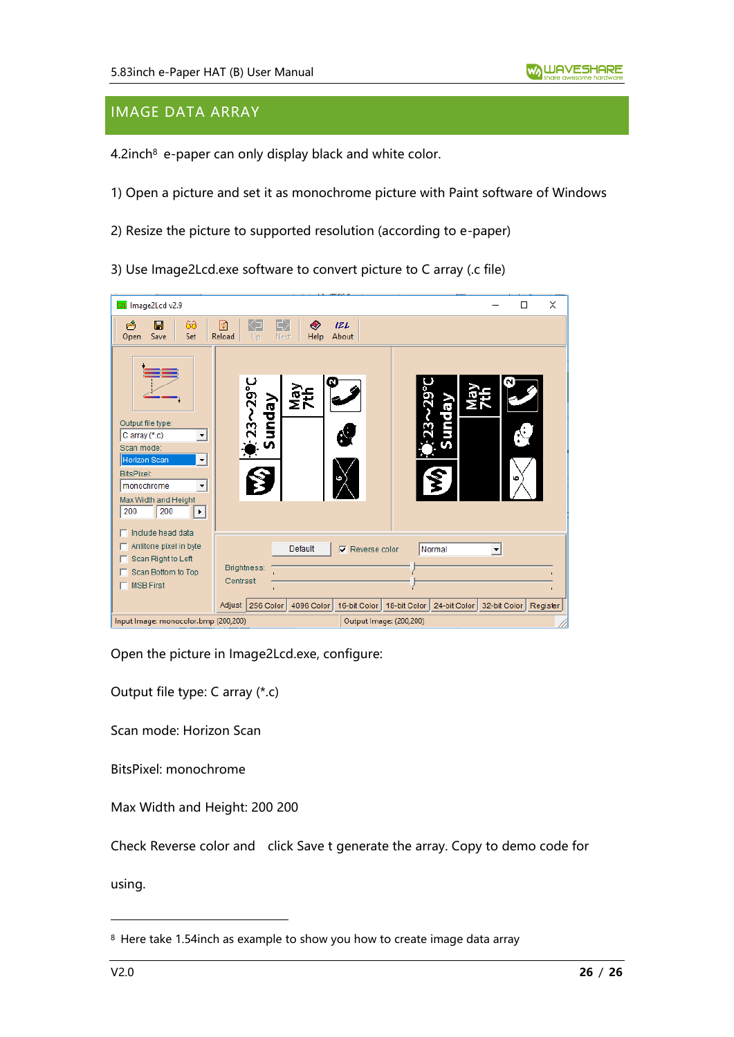## IMAGE DATA ARRAY

4.2inch[8] e-paper can only display black and white color.

1) Open a picture and set it as monochrome picture with Paint software of Windows

2) Resize the picture to supported resolution (according to e-paper)

3) Use Image2Lcd.exe software to convert picture to C array (.c file)

Open the picture in Image2Lcd.exe, configure:

Output file type: C array (*.c)

Scan mode: Horizon Scan

BitsPixel: monochrome

Max Width and Height: 200 200

Check Reverse color and click Save t generate the array. Copy to demo code for using.

[8] Here take 1.54inch as example to show you how to create image data array